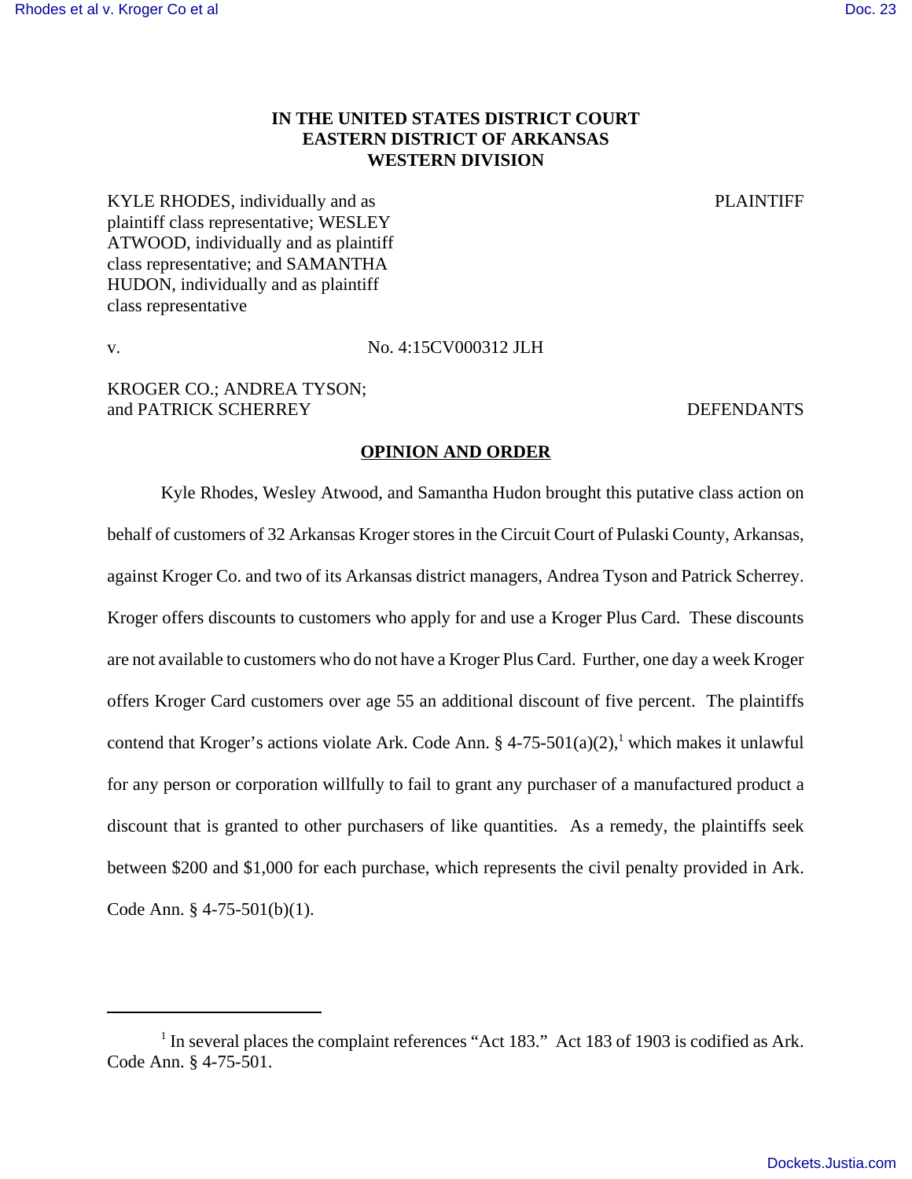**IN THE UNITED STATES DISTRICT COURT**
**EASTERN DISTRICT OF ARKANSAS**
**WESTERN DIVISION**

KYLE RHODES, individually and as plaintiff class representative; WESLEY ATWOOD, individually and as plaintiff class representative; and SAMANTHA HUDON, individually and as plaintiff class representative — PLAINTIFF

v. — No. 4:15CV000312 JLH

KROGER CO.; ANDREA TYSON; and PATRICK SCHERREY — DEFENDANTS

**OPINION AND ORDER**

Kyle Rhodes, Wesley Atwood, and Samantha Hudon brought this putative class action on behalf of customers of 32 Arkansas Kroger stores in the Circuit Court of Pulaski County, Arkansas, against Kroger Co. and two of its Arkansas district managers, Andrea Tyson and Patrick Scherrey. Kroger offers discounts to customers who apply for and use a Kroger Plus Card. These discounts are not available to customers who do not have a Kroger Plus Card. Further, one day a week Kroger offers Kroger Card customers over age 55 an additional discount of five percent. The plaintiffs contend that Kroger's actions violate Ark. Code Ann. § 4-75-501(a)(2),[1] which makes it unlawful for any person or corporation willfully to fail to grant any purchaser of a manufactured product a discount that is granted to other purchasers of like quantities. As a remedy, the plaintiffs seek between $200 and $1,000 for each purchase, which represents the civil penalty provided in Ark. Code Ann. § 4-75-501(b)(1).

---

[1] In several places the complaint references "Act 183." Act 183 of 1903 is codified as Ark. Code Ann. § 4-75-501.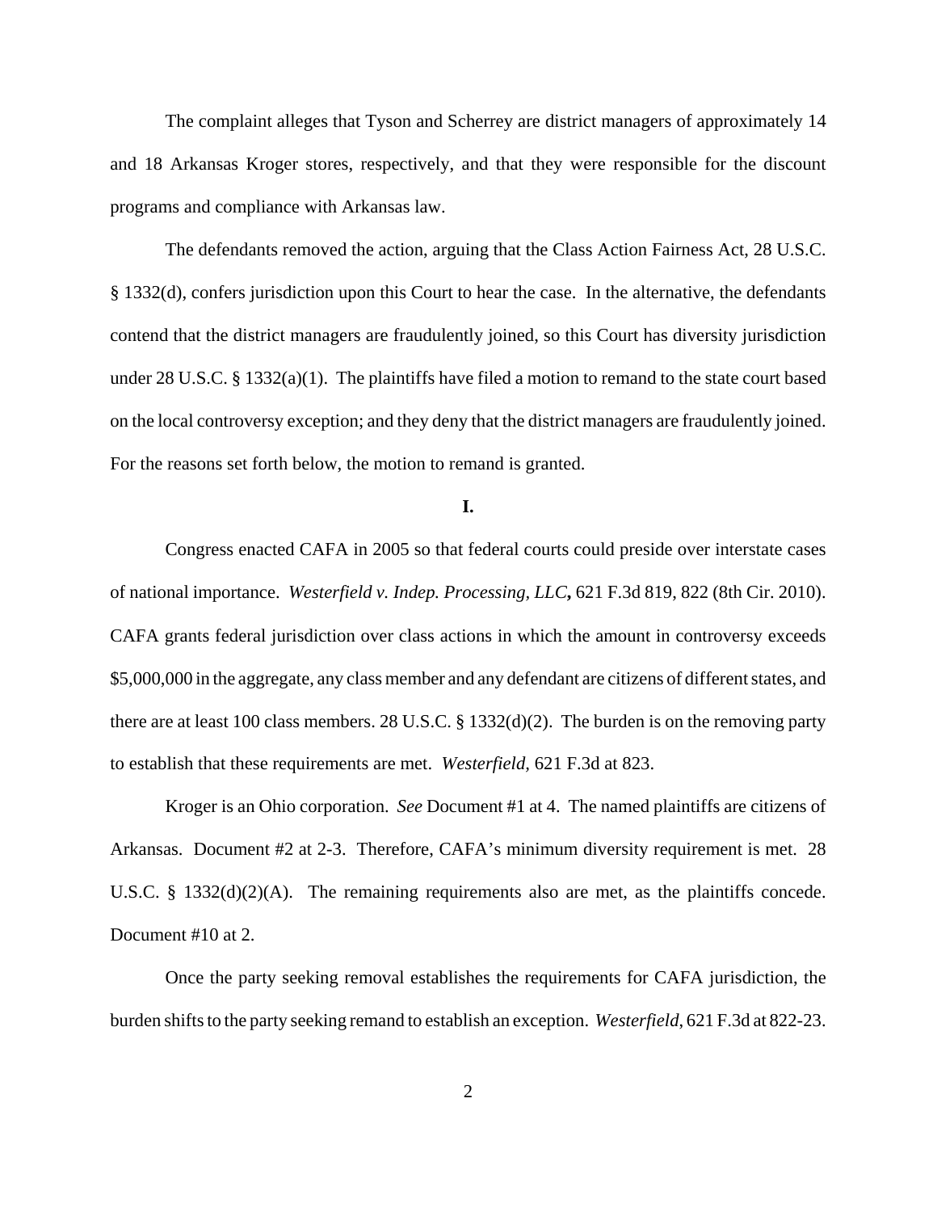The complaint alleges that Tyson and Scherrey are district managers of approximately 14 and 18 Arkansas Kroger stores, respectively, and that they were responsible for the discount programs and compliance with Arkansas law.

The defendants removed the action, arguing that the Class Action Fairness Act, 28 U.S.C. § 1332(d), confers jurisdiction upon this Court to hear the case. In the alternative, the defendants contend that the district managers are fraudulently joined, so this Court has diversity jurisdiction under 28 U.S.C. § 1332(a)(1). The plaintiffs have filed a motion to remand to the state court based on the local controversy exception; and they deny that the district managers are fraudulently joined. For the reasons set forth below, the motion to remand is granted.

**I.**

Congress enacted CAFA in 2005 so that federal courts could preside over interstate cases of national importance. *Westerfield v. Indep. Processing, LLC***,** 621 F.3d 819, 822 (8th Cir. 2010). CAFA grants federal jurisdiction over class actions in which the amount in controversy exceeds $5,000,000 in the aggregate, any class member and any defendant are citizens of different states, and there are at least 100 class members. 28 U.S.C. § 1332(d)(2). The burden is on the removing party to establish that these requirements are met. *Westerfield,* 621 F.3d at 823.

Kroger is an Ohio corporation. *See* Document #1 at 4. The named plaintiffs are citizens of Arkansas. Document #2 at 2-3. Therefore, CAFA's minimum diversity requirement is met. 28 U.S.C. § 1332(d)(2)(A). The remaining requirements also are met, as the plaintiffs concede. Document #10 at 2.

Once the party seeking removal establishes the requirements for CAFA jurisdiction, the burden shifts to the party seeking remand to establish an exception. *Westerfield*, 621 F.3d at 822-23.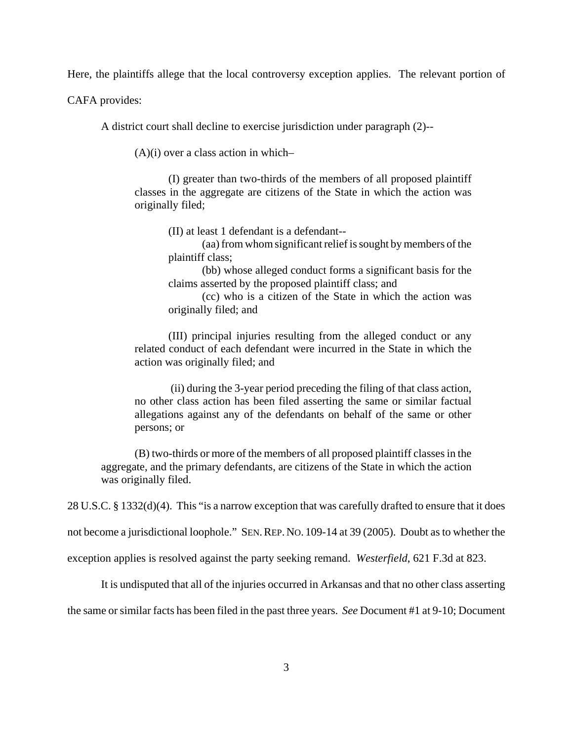Here, the plaintiffs allege that the local controversy exception applies. The relevant portion of CAFA provides:

> A district court shall decline to exercise jurisdiction under paragraph (2)--
>
> (A)(i) over a class action in which–
>
> (I) greater than two-thirds of the members of all proposed plaintiff classes in the aggregate are citizens of the State in which the action was originally filed;
>
> (II) at least 1 defendant is a defendant--
>
> (aa) from whom significant relief is sought by members of the plaintiff class;
>
> (bb) whose alleged conduct forms a significant basis for the claims asserted by the proposed plaintiff class; and
>
> (cc) who is a citizen of the State in which the action was originally filed; and
>
> (III) principal injuries resulting from the alleged conduct or any related conduct of each defendant were incurred in the State in which the action was originally filed; and
>
> (ii) during the 3-year period preceding the filing of that class action, no other class action has been filed asserting the same or similar factual allegations against any of the defendants on behalf of the same or other persons; or
>
> (B) two-thirds or more of the members of all proposed plaintiff classes in the aggregate, and the primary defendants, are citizens of the State in which the action was originally filed.

28 U.S.C. § 1332(d)(4). This "is a narrow exception that was carefully drafted to ensure that it does not become a jurisdictional loophole." SEN. REP. NO. 109-14 at 39 (2005). Doubt as to whether the exception applies is resolved against the party seeking remand. *Westerfield*, 621 F.3d at 823.

It is undisputed that all of the injuries occurred in Arkansas and that no other class asserting the same or similar facts has been filed in the past three years. *See* Document #1 at 9-10; Document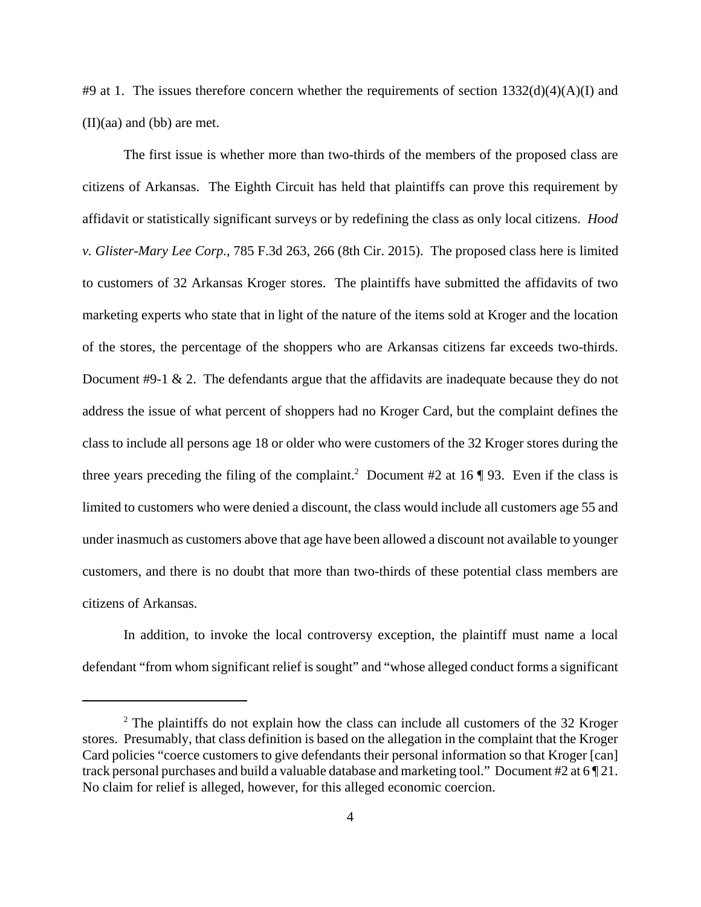#9 at 1. The issues therefore concern whether the requirements of section 1332(d)(4)(A)(I) and (II)(aa) and (bb) are met.

The first issue is whether more than two-thirds of the members of the proposed class are citizens of Arkansas. The Eighth Circuit has held that plaintiffs can prove this requirement by affidavit or statistically significant surveys or by redefining the class as only local citizens. *Hood v. Glister-Mary Lee Corp.*, 785 F.3d 263, 266 (8th Cir. 2015). The proposed class here is limited to customers of 32 Arkansas Kroger stores. The plaintiffs have submitted the affidavits of two marketing experts who state that in light of the nature of the items sold at Kroger and the location of the stores, the percentage of the shoppers who are Arkansas citizens far exceeds two-thirds. Document #9-1 & 2. The defendants argue that the affidavits are inadequate because they do not address the issue of what percent of shoppers had no Kroger Card, but the complaint defines the class to include all persons age 18 or older who were customers of the 32 Kroger stores during the three years preceding the filing of the complaint.[2] Document #2 at 16 ¶ 93. Even if the class is limited to customers who were denied a discount, the class would include all customers age 55 and under inasmuch as customers above that age have been allowed a discount not available to younger customers, and there is no doubt that more than two-thirds of these potential class members are citizens of Arkansas.

In addition, to invoke the local controversy exception, the plaintiff must name a local defendant "from whom significant relief is sought" and "whose alleged conduct forms a significant

---

[2] The plaintiffs do not explain how the class can include all customers of the 32 Kroger stores. Presumably, that class definition is based on the allegation in the complaint that the Kroger Card policies "coerce customers to give defendants their personal information so that Kroger [can] track personal purchases and build a valuable database and marketing tool." Document #2 at 6 ¶ 21. No claim for relief is alleged, however, for this alleged economic coercion.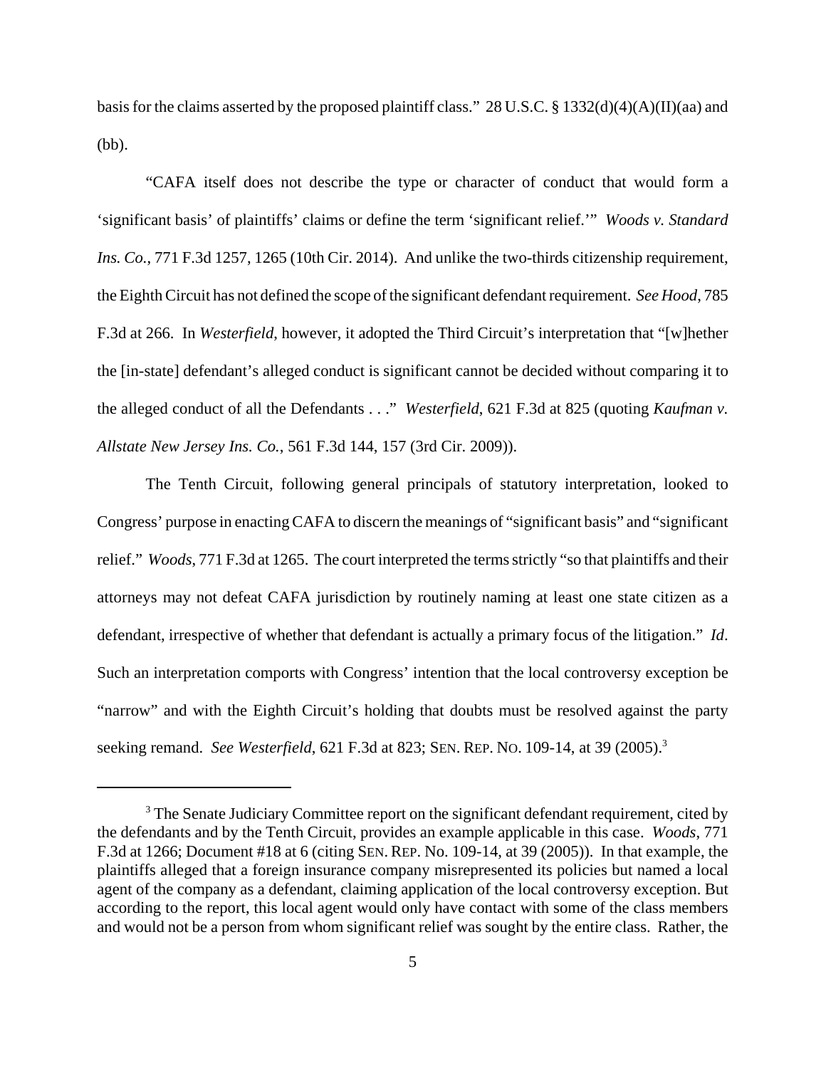basis for the claims asserted by the proposed plaintiff class." 28 U.S.C. § 1332(d)(4)(A)(II)(aa) and (bb).

"CAFA itself does not describe the type or character of conduct that would form a 'significant basis' of plaintiffs' claims or define the term 'significant relief.'" *Woods v. Standard Ins. Co.*, 771 F.3d 1257, 1265 (10th Cir. 2014). And unlike the two-thirds citizenship requirement, the Eighth Circuit has not defined the scope of the significant defendant requirement. *See Hood*, 785 F.3d at 266. In *Westerfield*, however, it adopted the Third Circuit's interpretation that "[w]hether the [in-state] defendant's alleged conduct is significant cannot be decided without comparing it to the alleged conduct of all the Defendants . . ." *Westerfield*, 621 F.3d at 825 (quoting *Kaufman v. Allstate New Jersey Ins. Co.*, 561 F.3d 144, 157 (3rd Cir. 2009)).

The Tenth Circuit, following general principals of statutory interpretation, looked to Congress' purpose in enacting CAFA to discern the meanings of "significant basis" and "significant relief." *Woods*, 771 F.3d at 1265. The court interpreted the terms strictly "so that plaintiffs and their attorneys may not defeat CAFA jurisdiction by routinely naming at least one state citizen as a defendant, irrespective of whether that defendant is actually a primary focus of the litigation." *Id*. Such an interpretation comports with Congress' intention that the local controversy exception be "narrow" and with the Eighth Circuit's holding that doubts must be resolved against the party seeking remand. *See Westerfield*, 621 F.3d at 823; SEN. REP. NO. 109-14, at 39 (2005).[3]

---

[3] The Senate Judiciary Committee report on the significant defendant requirement, cited by the defendants and by the Tenth Circuit, provides an example applicable in this case. *Woods*, 771 F.3d at 1266; Document #18 at 6 (citing SEN. REP. No. 109-14, at 39 (2005)). In that example, the plaintiffs alleged that a foreign insurance company misrepresented its policies but named a local agent of the company as a defendant, claiming application of the local controversy exception. But according to the report, this local agent would only have contact with some of the class members and would not be a person from whom significant relief was sought by the entire class. Rather, the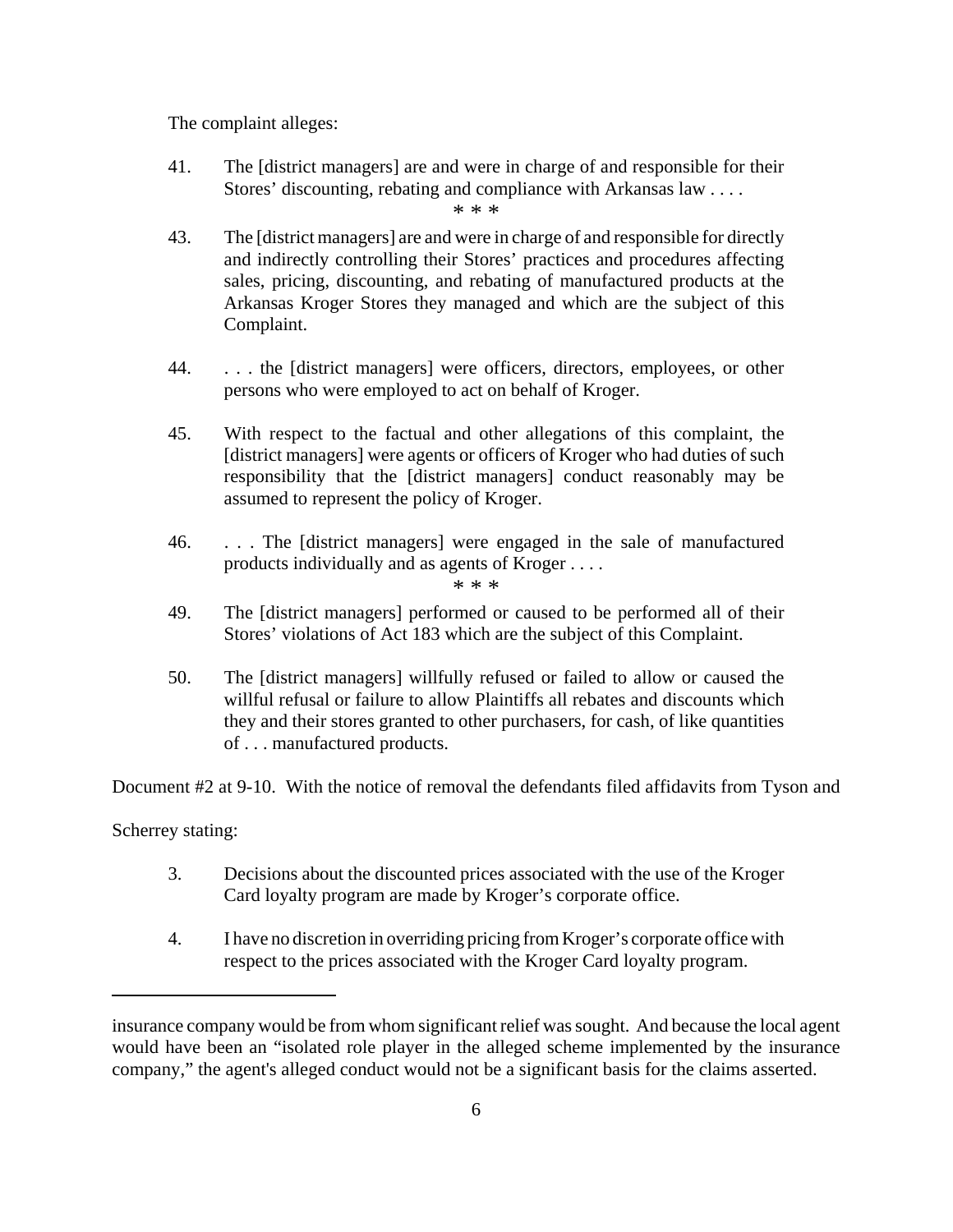The complaint alleges:

> 41. The [district managers] are and were in charge of and responsible for their Stores' discounting, rebating and compliance with Arkansas law . . . .
>
> \* \* \*
>
> 43. The [district managers] are and were in charge of and responsible for directly and indirectly controlling their Stores' practices and procedures affecting sales, pricing, discounting, and rebating of manufactured products at the Arkansas Kroger Stores they managed and which are the subject of this Complaint.
>
> 44. . . . the [district managers] were officers, directors, employees, or other persons who were employed to act on behalf of Kroger.
>
> 45. With respect to the factual and other allegations of this complaint, the [district managers] were agents or officers of Kroger who had duties of such responsibility that the [district managers] conduct reasonably may be assumed to represent the policy of Kroger.
>
> 46. . . . The [district managers] were engaged in the sale of manufactured products individually and as agents of Kroger . . . .
>
> \* \* \*
>
> 49. The [district managers] performed or caused to be performed all of their Stores' violations of Act 183 which are the subject of this Complaint.
>
> 50. The [district managers] willfully refused or failed to allow or caused the willful refusal or failure to allow Plaintiffs all rebates and discounts which they and their stores granted to other purchasers, for cash, of like quantities of . . . manufactured products.

Document #2 at 9-10. With the notice of removal the defendants filed affidavits from Tyson and Scherrey stating:

> 3. Decisions about the discounted prices associated with the use of the Kroger Card loyalty program are made by Kroger's corporate office.
>
> 4. I have no discretion in overriding pricing from Kroger's corporate office with respect to the prices associated with the Kroger Card loyalty program.

---

insurance company would be from whom significant relief was sought. And because the local agent would have been an "isolated role player in the alleged scheme implemented by the insurance company," the agent's alleged conduct would not be a significant basis for the claims asserted.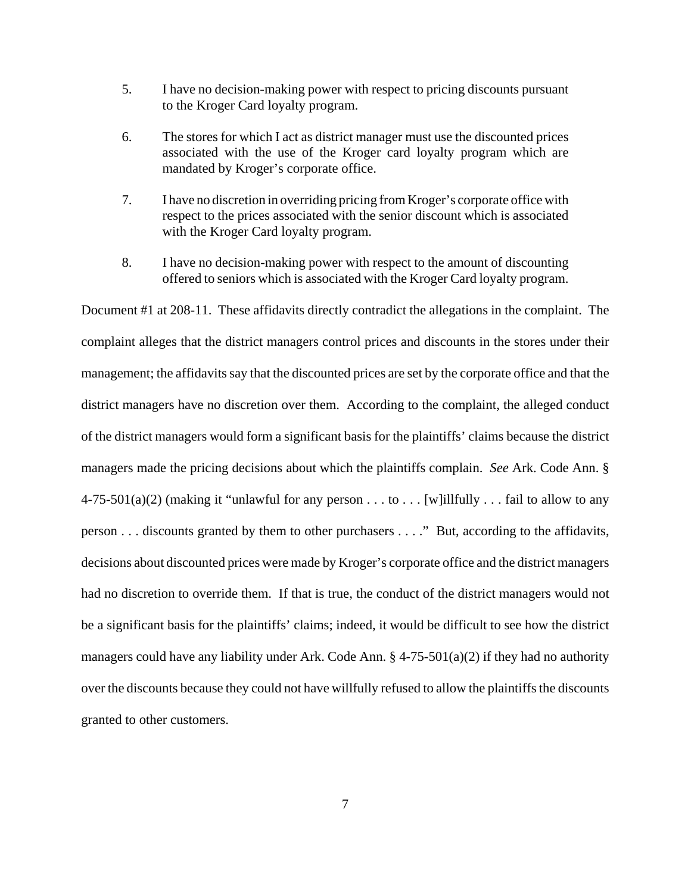5. I have no decision-making power with respect to pricing discounts pursuant to the Kroger Card loyalty program.

6. The stores for which I act as district manager must use the discounted prices associated with the use of the Kroger card loyalty program which are mandated by Kroger's corporate office.

7. I have no discretion in overriding pricing from Kroger's corporate office with respect to the prices associated with the senior discount which is associated with the Kroger Card loyalty program.

8. I have no decision-making power with respect to the amount of discounting offered to seniors which is associated with the Kroger Card loyalty program.

Document #1 at 208-11. These affidavits directly contradict the allegations in the complaint. The complaint alleges that the district managers control prices and discounts in the stores under their management; the affidavits say that the discounted prices are set by the corporate office and that the district managers have no discretion over them. According to the complaint, the alleged conduct of the district managers would form a significant basis for the plaintiffs' claims because the district managers made the pricing decisions about which the plaintiffs complain. *See* Ark. Code Ann. § 4-75-501(a)(2) (making it "unlawful for any person . . . to . . . [w]illfully . . . fail to allow to any person . . . discounts granted by them to other purchasers . . . ." But, according to the affidavits, decisions about discounted prices were made by Kroger's corporate office and the district managers had no discretion to override them. If that is true, the conduct of the district managers would not be a significant basis for the plaintiffs' claims; indeed, it would be difficult to see how the district managers could have any liability under Ark. Code Ann. § 4-75-501(a)(2) if they had no authority over the discounts because they could not have willfully refused to allow the plaintiffs the discounts granted to other customers.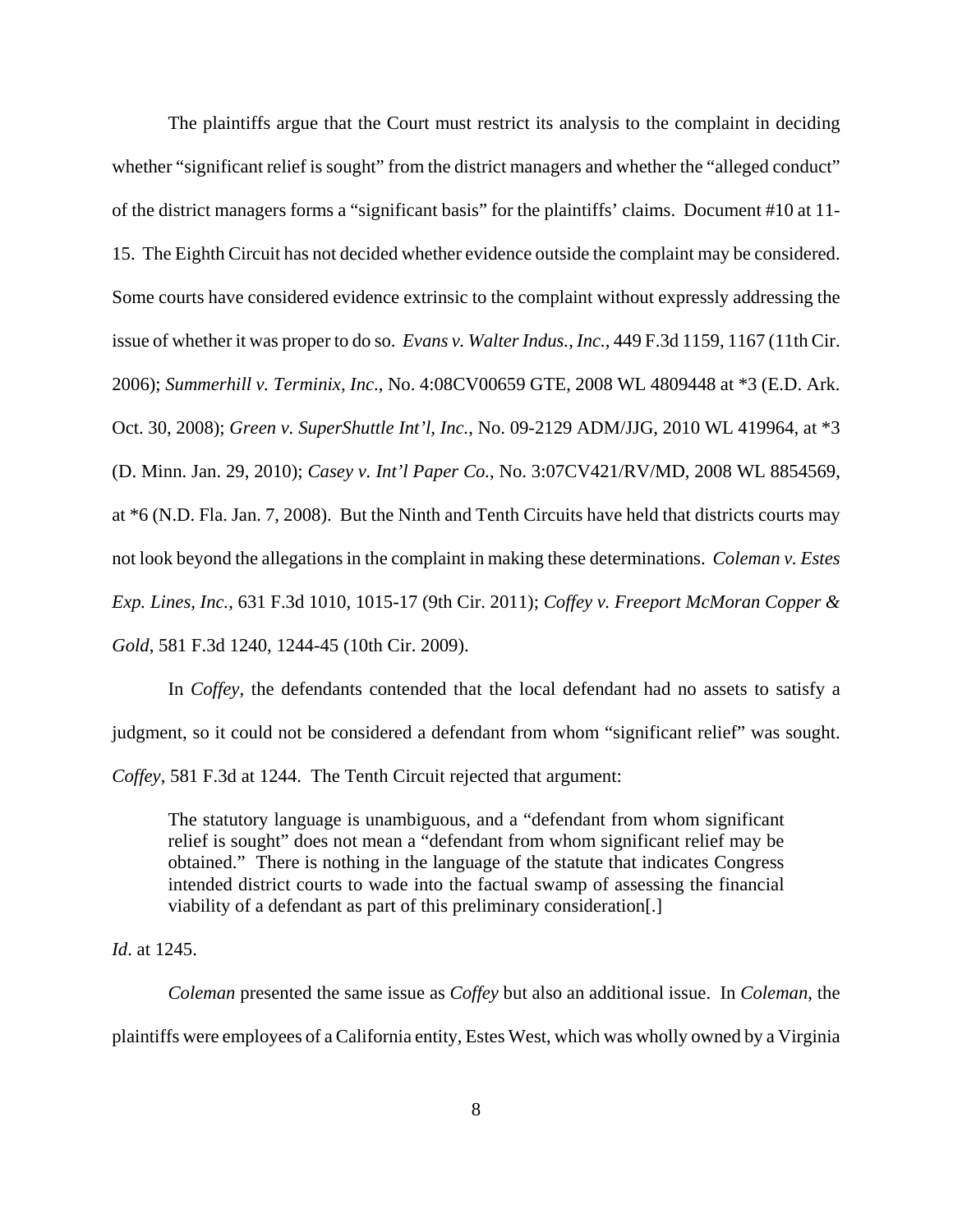The plaintiffs argue that the Court must restrict its analysis to the complaint in deciding whether "significant relief is sought" from the district managers and whether the "alleged conduct" of the district managers forms a "significant basis" for the plaintiffs' claims. Document #10 at 11-15. The Eighth Circuit has not decided whether evidence outside the complaint may be considered. Some courts have considered evidence extrinsic to the complaint without expressly addressing the issue of whether it was proper to do so. *Evans v. Walter Indus., Inc.*, 449 F.3d 1159, 1167 (11th Cir. 2006); *Summerhill v. Terminix, Inc*., No. 4:08CV00659 GTE, 2008 WL 4809448 at *3 (E.D. Ark. Oct. 30, 2008); *Green v. SuperShuttle Int'l, Inc.*, No. 09-2129 ADM/JJG, 2010 WL 419964, at *3 (D. Minn. Jan. 29, 2010); *Casey v. Int'l Paper Co.*, No. 3:07CV421/RV/MD, 2008 WL 8854569, at *6 (N.D. Fla. Jan. 7, 2008). But the Ninth and Tenth Circuits have held that districts courts may not look beyond the allegations in the complaint in making these determinations. *Coleman v. Estes Exp. Lines, Inc.*, 631 F.3d 1010, 1015-17 (9th Cir. 2011); *Coffey v. Freeport McMoran Copper & Gold*, 581 F.3d 1240, 1244-45 (10th Cir. 2009).

In *Coffey*, the defendants contended that the local defendant had no assets to satisfy a judgment, so it could not be considered a defendant from whom "significant relief" was sought. *Coffey*, 581 F.3d at 1244. The Tenth Circuit rejected that argument:

> The statutory language is unambiguous, and a "defendant from whom significant relief is sought" does not mean a "defendant from whom significant relief may be obtained." There is nothing in the language of the statute that indicates Congress intended district courts to wade into the factual swamp of assessing the financial viability of a defendant as part of this preliminary consideration[.]

*Id*. at 1245.

*Coleman* presented the same issue as *Coffey* but also an additional issue. In *Coleman*, the plaintiffs were employees of a California entity, Estes West, which was wholly owned by a Virginia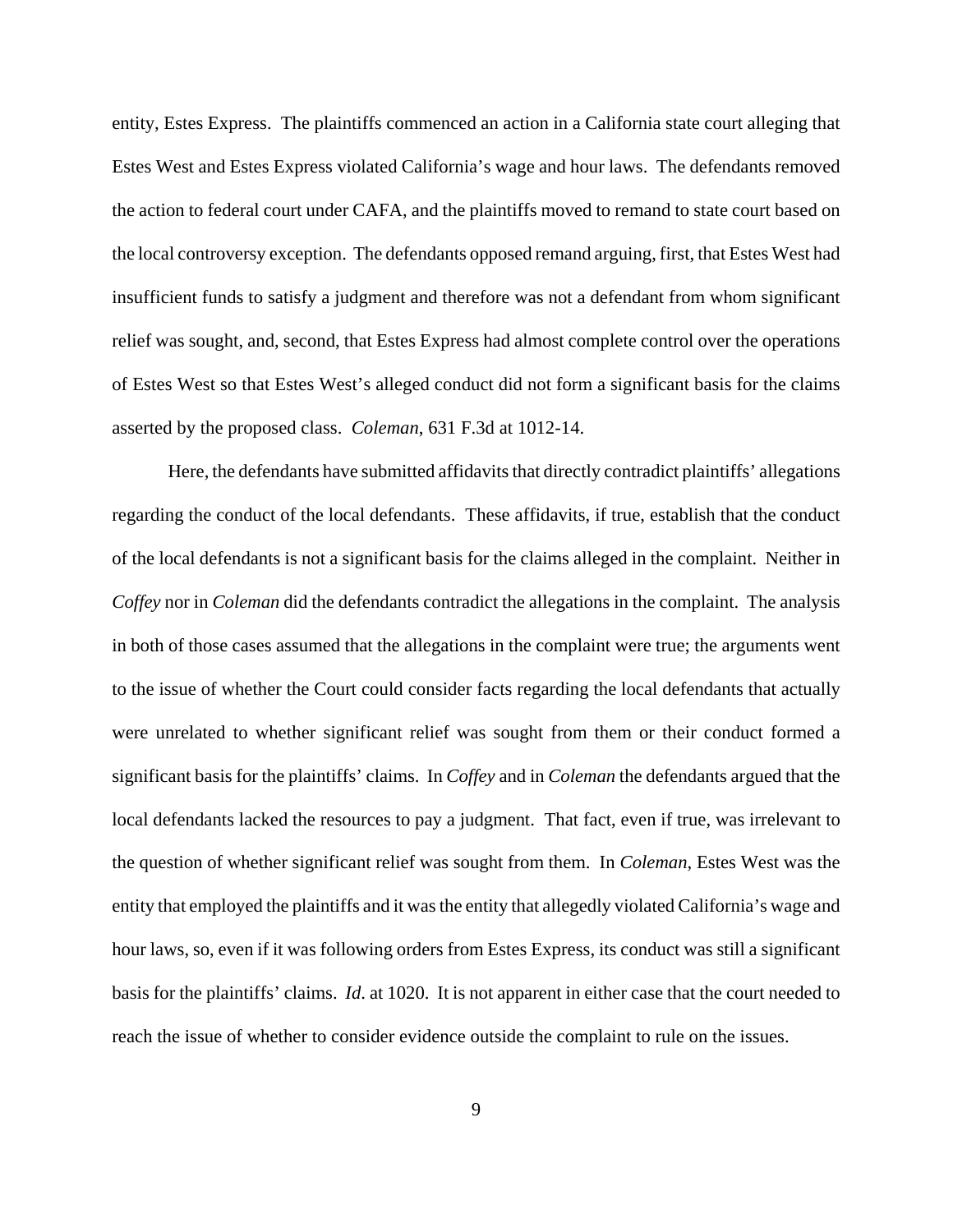entity, Estes Express. The plaintiffs commenced an action in a California state court alleging that Estes West and Estes Express violated California's wage and hour laws. The defendants removed the action to federal court under CAFA, and the plaintiffs moved to remand to state court based on the local controversy exception. The defendants opposed remand arguing, first, that Estes West had insufficient funds to satisfy a judgment and therefore was not a defendant from whom significant relief was sought, and, second, that Estes Express had almost complete control over the operations of Estes West so that Estes West's alleged conduct did not form a significant basis for the claims asserted by the proposed class. *Coleman*, 631 F.3d at 1012-14.

Here, the defendants have submitted affidavits that directly contradict plaintiffs' allegations regarding the conduct of the local defendants. These affidavits, if true, establish that the conduct of the local defendants is not a significant basis for the claims alleged in the complaint. Neither in *Coffey* nor in *Coleman* did the defendants contradict the allegations in the complaint. The analysis in both of those cases assumed that the allegations in the complaint were true; the arguments went to the issue of whether the Court could consider facts regarding the local defendants that actually were unrelated to whether significant relief was sought from them or their conduct formed a significant basis for the plaintiffs' claims. In *Coffey* and in *Coleman* the defendants argued that the local defendants lacked the resources to pay a judgment. That fact, even if true, was irrelevant to the question of whether significant relief was sought from them. In *Coleman*, Estes West was the entity that employed the plaintiffs and it was the entity that allegedly violated California's wage and hour laws, so, even if it was following orders from Estes Express, its conduct was still a significant basis for the plaintiffs' claims. *Id*. at 1020. It is not apparent in either case that the court needed to reach the issue of whether to consider evidence outside the complaint to rule on the issues.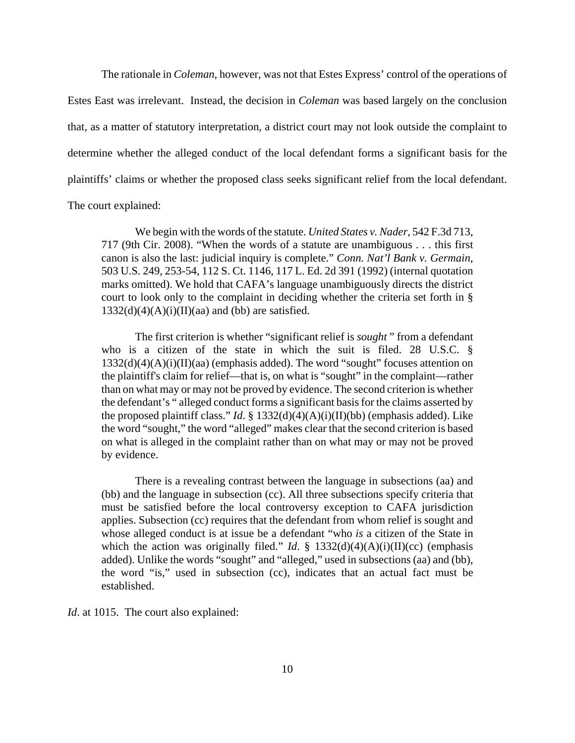The rationale in *Coleman*, however, was not that Estes Express' control of the operations of Estes East was irrelevant. Instead, the decision in *Coleman* was based largely on the conclusion that, as a matter of statutory interpretation, a district court may not look outside the complaint to determine whether the alleged conduct of the local defendant forms a significant basis for the plaintiffs' claims or whether the proposed class seeks significant relief from the local defendant. The court explained:

> We begin with the words of the statute. *United States v. Nader*, 542 F.3d 713, 717 (9th Cir. 2008). "When the words of a statute are unambiguous . . . this first canon is also the last: judicial inquiry is complete." *Conn. Nat'l Bank v. Germain*, 503 U.S. 249, 253-54, 112 S. Ct. 1146, 117 L. Ed. 2d 391 (1992) (internal quotation marks omitted). We hold that CAFA's language unambiguously directs the district court to look only to the complaint in deciding whether the criteria set forth in § 1332(d)(4)(A)(i)(II)(aa) and (bb) are satisfied.
>
> The first criterion is whether "significant relief is *sought* " from a defendant who is a citizen of the state in which the suit is filed. 28 U.S.C. § 1332(d)(4)(A)(i)(II)(aa) (emphasis added). The word "sought" focuses attention on the plaintiff's claim for relief—that is, on what is "sought" in the complaint—rather than on what may or may not be proved by evidence. The second criterion is whether the defendant's " alleged conduct forms a significant basis for the claims asserted by the proposed plaintiff class." *Id*. § 1332(d)(4)(A)(i)(II)(bb) (emphasis added). Like the word "sought," the word "alleged" makes clear that the second criterion is based on what is alleged in the complaint rather than on what may or may not be proved by evidence.
>
> There is a revealing contrast between the language in subsections (aa) and (bb) and the language in subsection (cc). All three subsections specify criteria that must be satisfied before the local controversy exception to CAFA jurisdiction applies. Subsection (cc) requires that the defendant from whom relief is sought and whose alleged conduct is at issue be a defendant "who *is* a citizen of the State in which the action was originally filed." *Id*. § 1332(d)(4)(A)(i)(II)(cc) (emphasis added). Unlike the words "sought" and "alleged," used in subsections (aa) and (bb), the word "is," used in subsection (cc), indicates that an actual fact must be established.

*Id*. at 1015. The court also explained: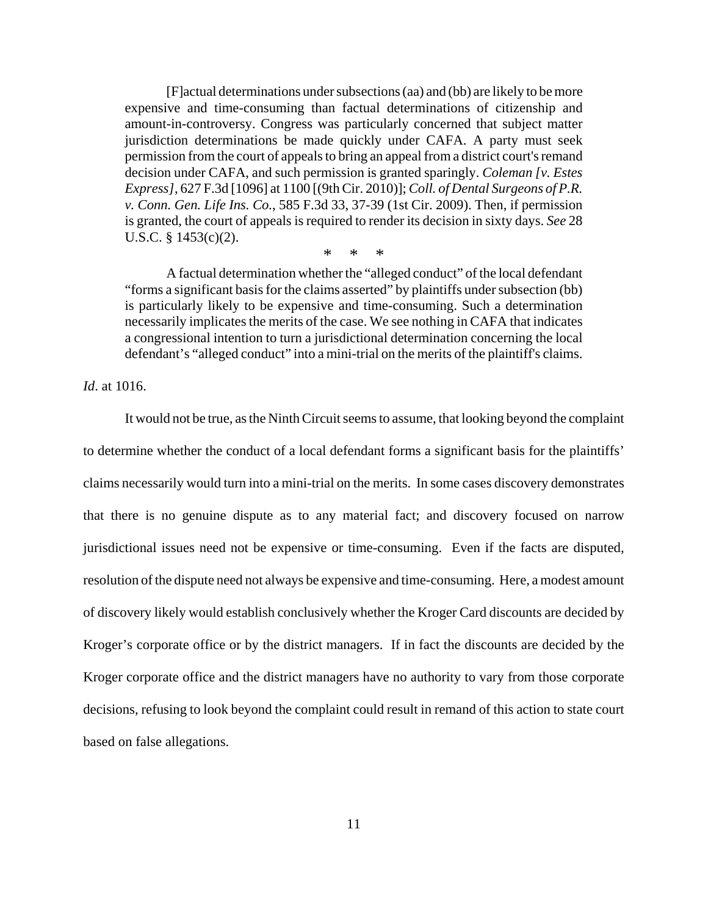> [F]actual determinations under subsections (aa) and (bb) are likely to be more expensive and time-consuming than factual determinations of citizenship and amount-in-controversy. Congress was particularly concerned that subject matter jurisdiction determinations be made quickly under CAFA. A party must seek permission from the court of appeals to bring an appeal from a district court's remand decision under CAFA, and such permission is granted sparingly. *Coleman [v. Estes Express]*, 627 F.3d [1096] at 1100 [(9th Cir. 2010)]; *Coll. of Dental Surgeons of P.R. v. Conn. Gen. Life Ins. Co.*, 585 F.3d 33, 37-39 (1st Cir. 2009). Then, if permission is granted, the court of appeals is required to render its decision in sixty days. *See* 28 U.S.C. § 1453(c)(2).
>
> \* \* \*
>
> A factual determination whether the "alleged conduct" of the local defendant "forms a significant basis for the claims asserted" by plaintiffs under subsection (bb) is particularly likely to be expensive and time-consuming. Such a determination necessarily implicates the merits of the case. We see nothing in CAFA that indicates a congressional intention to turn a jurisdictional determination concerning the local defendant's "alleged conduct" into a mini-trial on the merits of the plaintiff's claims.

*Id*. at 1016.

It would not be true, as the Ninth Circuit seems to assume, that looking beyond the complaint to determine whether the conduct of a local defendant forms a significant basis for the plaintiffs' claims necessarily would turn into a mini-trial on the merits. In some cases discovery demonstrates that there is no genuine dispute as to any material fact; and discovery focused on narrow jurisdictional issues need not be expensive or time-consuming. Even if the facts are disputed, resolution of the dispute need not always be expensive and time-consuming. Here, a modest amount of discovery likely would establish conclusively whether the Kroger Card discounts are decided by Kroger's corporate office or by the district managers. If in fact the discounts are decided by the Kroger corporate office and the district managers have no authority to vary from those corporate decisions, refusing to look beyond the complaint could result in remand of this action to state court based on false allegations.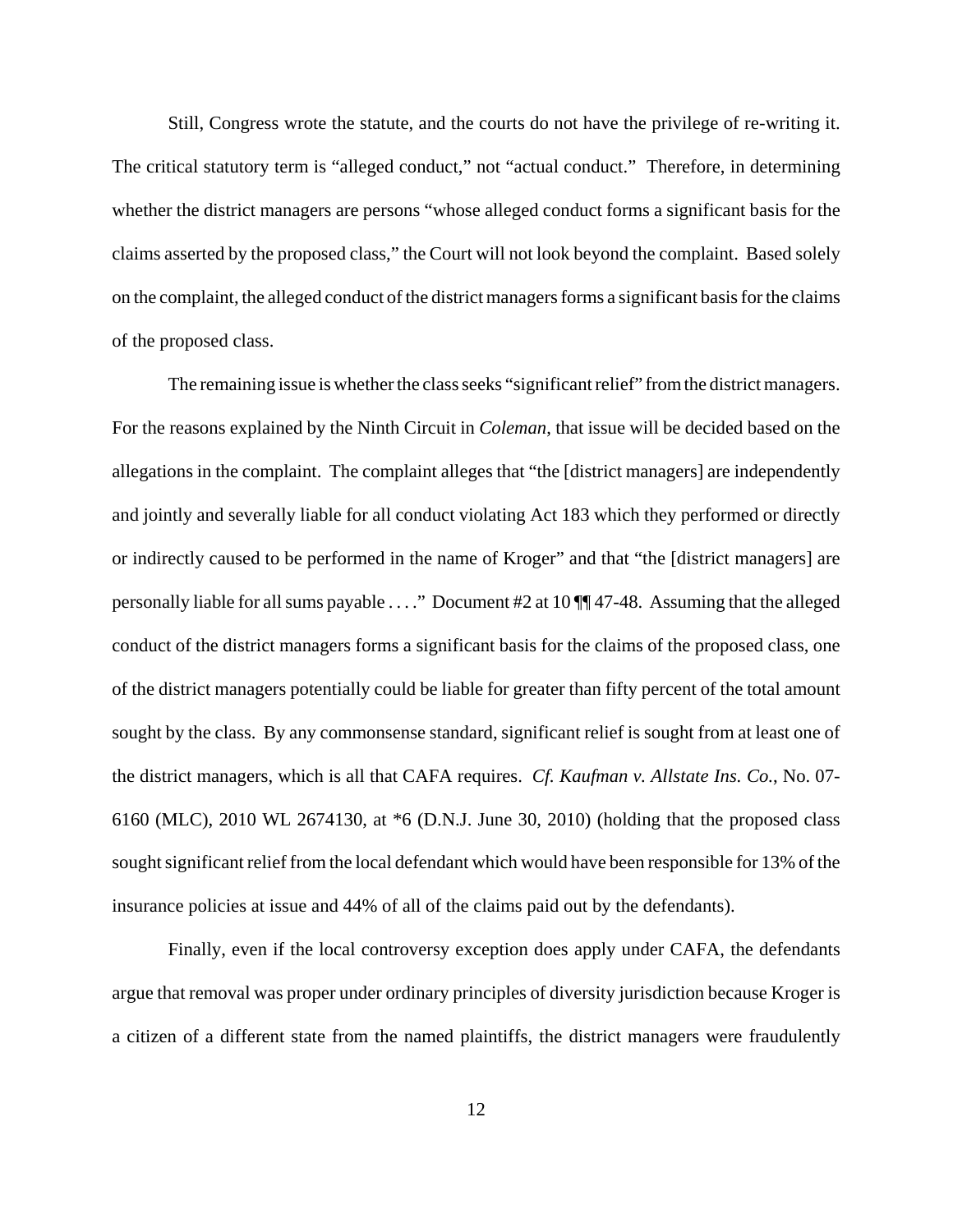Still, Congress wrote the statute, and the courts do not have the privilege of re-writing it. The critical statutory term is "alleged conduct," not "actual conduct." Therefore, in determining whether the district managers are persons "whose alleged conduct forms a significant basis for the claims asserted by the proposed class," the Court will not look beyond the complaint. Based solely on the complaint, the alleged conduct of the district managers forms a significant basis for the claims of the proposed class.

The remaining issue is whether the class seeks "significant relief" from the district managers. For the reasons explained by the Ninth Circuit in *Coleman*, that issue will be decided based on the allegations in the complaint. The complaint alleges that "the [district managers] are independently and jointly and severally liable for all conduct violating Act 183 which they performed or directly or indirectly caused to be performed in the name of Kroger" and that "the [district managers] are personally liable for all sums payable . . . ." Document #2 at 10 ¶¶ 47-48. Assuming that the alleged conduct of the district managers forms a significant basis for the claims of the proposed class, one of the district managers potentially could be liable for greater than fifty percent of the total amount sought by the class. By any commonsense standard, significant relief is sought from at least one of the district managers, which is all that CAFA requires. *Cf. Kaufman v. Allstate Ins. Co.*, No. 07-6160 (MLC), 2010 WL 2674130, at *6 (D.N.J. June 30, 2010) (holding that the proposed class sought significant relief from the local defendant which would have been responsible for 13% of the insurance policies at issue and 44% of all of the claims paid out by the defendants).

Finally, even if the local controversy exception does apply under CAFA, the defendants argue that removal was proper under ordinary principles of diversity jurisdiction because Kroger is a citizen of a different state from the named plaintiffs, the district managers were fraudulently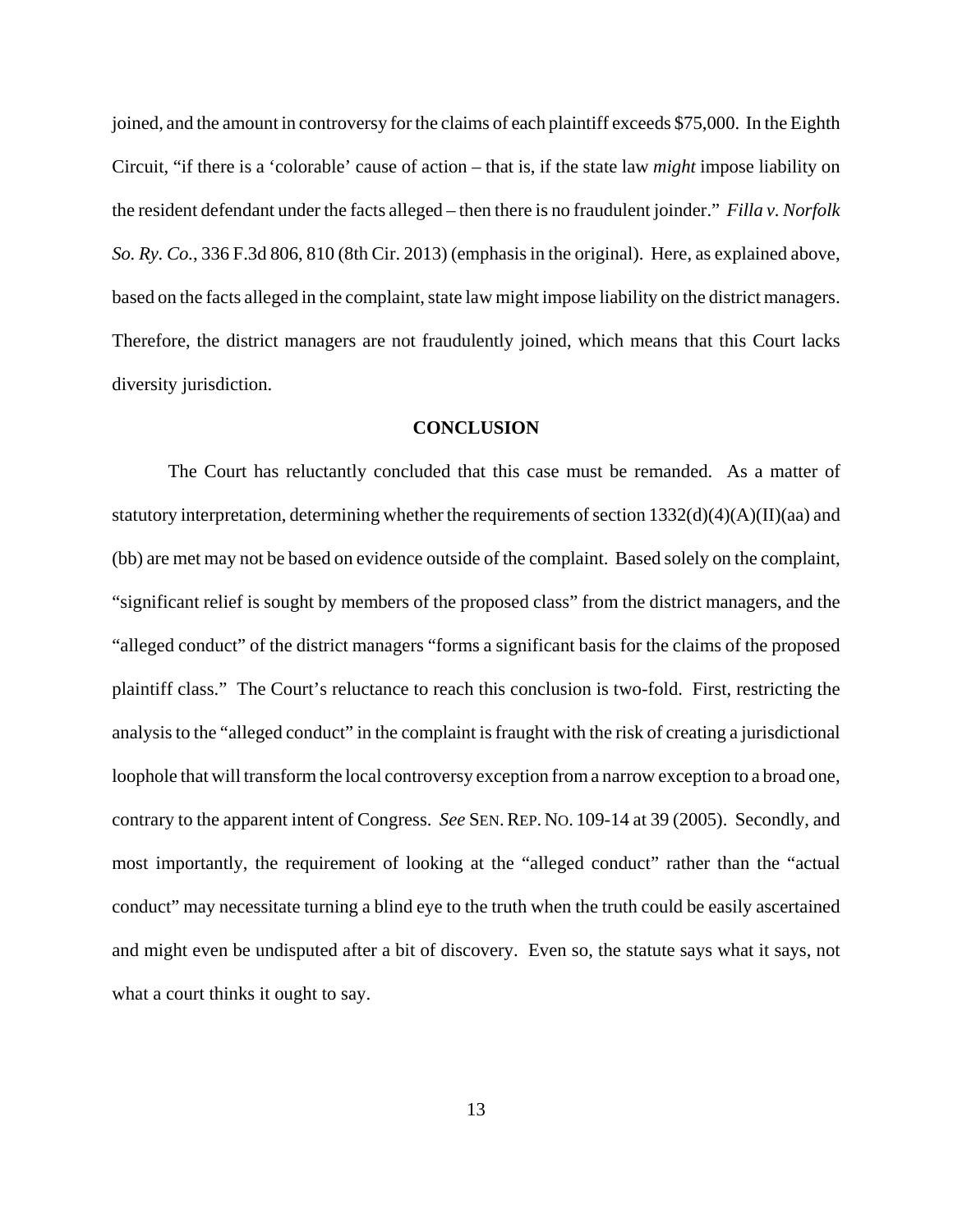joined, and the amount in controversy for the claims of each plaintiff exceeds $75,000. In the Eighth Circuit, "if there is a 'colorable' cause of action – that is, if the state law *might* impose liability on the resident defendant under the facts alleged – then there is no fraudulent joinder." *Filla v. Norfolk So. Ry. Co.*, 336 F.3d 806, 810 (8th Cir. 2013) (emphasis in the original). Here, as explained above, based on the facts alleged in the complaint, state law might impose liability on the district managers. Therefore, the district managers are not fraudulently joined, which means that this Court lacks diversity jurisdiction.

## CONCLUSION

The Court has reluctantly concluded that this case must be remanded. As a matter of statutory interpretation, determining whether the requirements of section 1332(d)(4)(A)(II)(aa) and (bb) are met may not be based on evidence outside of the complaint. Based solely on the complaint, "significant relief is sought by members of the proposed class" from the district managers, and the "alleged conduct" of the district managers "forms a significant basis for the claims of the proposed plaintiff class." The Court's reluctance to reach this conclusion is two-fold. First, restricting the analysis to the "alleged conduct" in the complaint is fraught with the risk of creating a jurisdictional loophole that will transform the local controversy exception from a narrow exception to a broad one, contrary to the apparent intent of Congress. *See* SEN. REP. NO. 109-14 at 39 (2005). Secondly, and most importantly, the requirement of looking at the "alleged conduct" rather than the "actual conduct" may necessitate turning a blind eye to the truth when the truth could be easily ascertained and might even be undisputed after a bit of discovery. Even so, the statute says what it says, not what a court thinks it ought to say.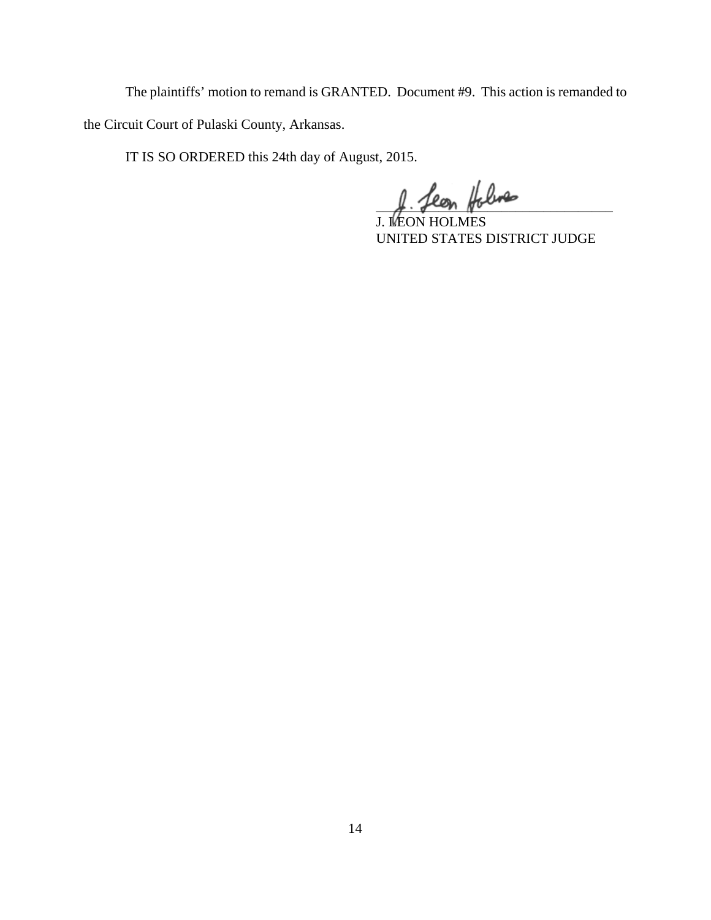The plaintiffs' motion to remand is GRANTED. Document #9. This action is remanded to the Circuit Court of Pulaski County, Arkansas.

IT IS SO ORDERED this 24th day of August, 2015.

J. LEON HOLMES
UNITED STATES DISTRICT JUDGE